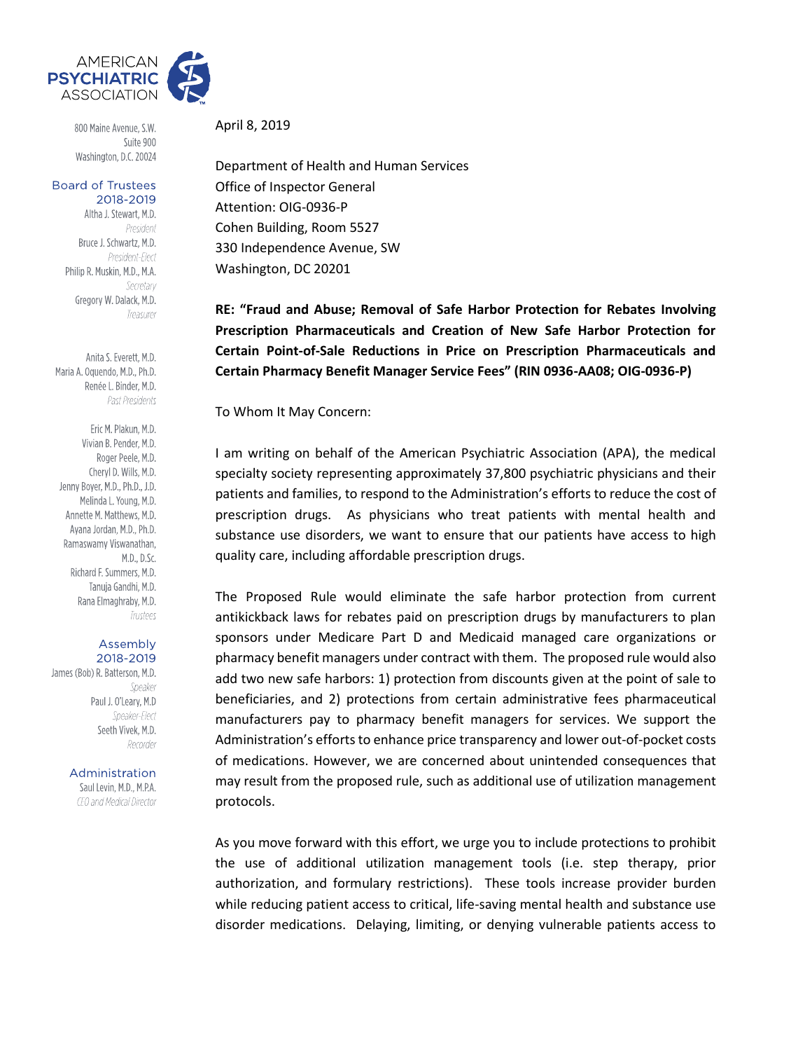AMERICAN
**PSYCHIATRIC**
ASSOCIATION

800 Maine Avenue, S.W.
Suite 900
Washington, D.C. 20024

**Board of Trustees**
**2018-2019**
Altha J. Stewart, M.D.
*President*
Bruce J. Schwartz, M.D.
*President-Elect*
Philip R. Muskin, M.D., M.A.
*Secretary*
Gregory W. Dalack, M.D.
*Treasurer*

Anita S. Everett, M.D.
Maria A. Oquendo, M.D., Ph.D.
Renée L. Binder, M.D.
*Past Presidents*

Eric M. Plakun, M.D.
Vivian B. Pender, M.D.
Roger Peele, M.D.
Cheryl D. Wills, M.D.
Jenny Boyer, M.D., Ph.D., J.D.
Melinda L. Young, M.D.
Annette M. Matthews, M.D.
Ayana Jordan, M.D., Ph.D.
Ramaswamy Viswanathan, M.D., D.Sc.
Richard F. Summers, M.D.
Tanuja Gandhi, M.D.
Rana Elmaghraby, M.D.
*Trustees*

**Assembly**
**2018-2019**
James (Bob) R. Batterson, M.D.
*Speaker*
Paul J. O'Leary, M.D
*Speaker-Elect*
Seeth Vivek, M.D.
*Recorder*

**Administration**
Saul Levin, M.D., M.P.A.
*CEO and Medical Director*

April 8, 2019

Department of Health and Human Services
Office of Inspector General
Attention: OIG-0936-P
Cohen Building, Room 5527
330 Independence Avenue, SW
Washington, DC 20201

**RE: "Fraud and Abuse; Removal of Safe Harbor Protection for Rebates Involving Prescription Pharmaceuticals and Creation of New Safe Harbor Protection for Certain Point-of-Sale Reductions in Price on Prescription Pharmaceuticals and Certain Pharmacy Benefit Manager Service Fees" (RIN 0936-AA08; OIG-0936-P)**

To Whom It May Concern:

I am writing on behalf of the American Psychiatric Association (APA), the medical specialty society representing approximately 37,800 psychiatric physicians and their patients and families, to respond to the Administration's efforts to reduce the cost of prescription drugs. As physicians who treat patients with mental health and substance use disorders, we want to ensure that our patients have access to high quality care, including affordable prescription drugs.

The Proposed Rule would eliminate the safe harbor protection from current antikickback laws for rebates paid on prescription drugs by manufacturers to plan sponsors under Medicare Part D and Medicaid managed care organizations or pharmacy benefit managers under contract with them. The proposed rule would also add two new safe harbors: 1) protection from discounts given at the point of sale to beneficiaries, and 2) protections from certain administrative fees pharmaceutical manufacturers pay to pharmacy benefit managers for services. We support the Administration's efforts to enhance price transparency and lower out-of-pocket costs of medications. However, we are concerned about unintended consequences that may result from the proposed rule, such as additional use of utilization management protocols.

As you move forward with this effort, we urge you to include protections to prohibit the use of additional utilization management tools (i.e. step therapy, prior authorization, and formulary restrictions). These tools increase provider burden while reducing patient access to critical, life-saving mental health and substance use disorder medications. Delaying, limiting, or denying vulnerable patients access to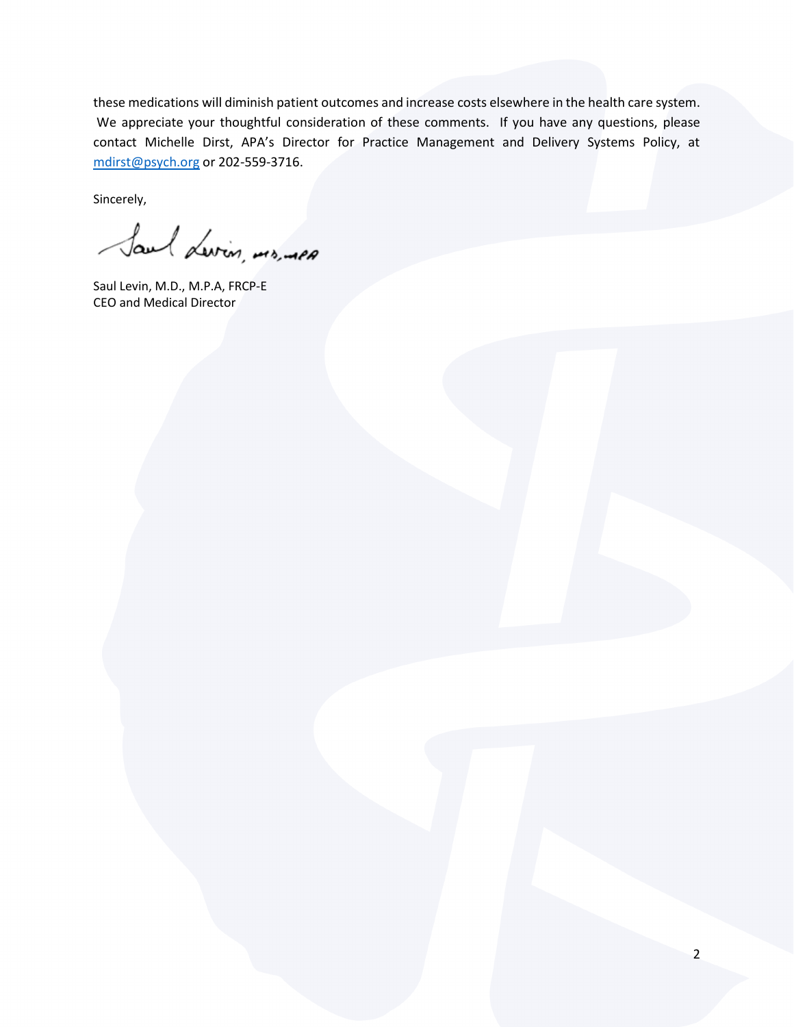these medications will diminish patient outcomes and increase costs elsewhere in the health care system. We appreciate your thoughtful consideration of these comments. If you have any questions, please contact Michelle Dirst, APA's Director for Practice Management and Delivery Systems Policy, at [mdirst@psych.org](mailto:mdirst@psych.org) or 202-559-3716.

Sincerely,

Saul Levin, M.D., M.P.A, FRCP-E  
CEO and Medical Director